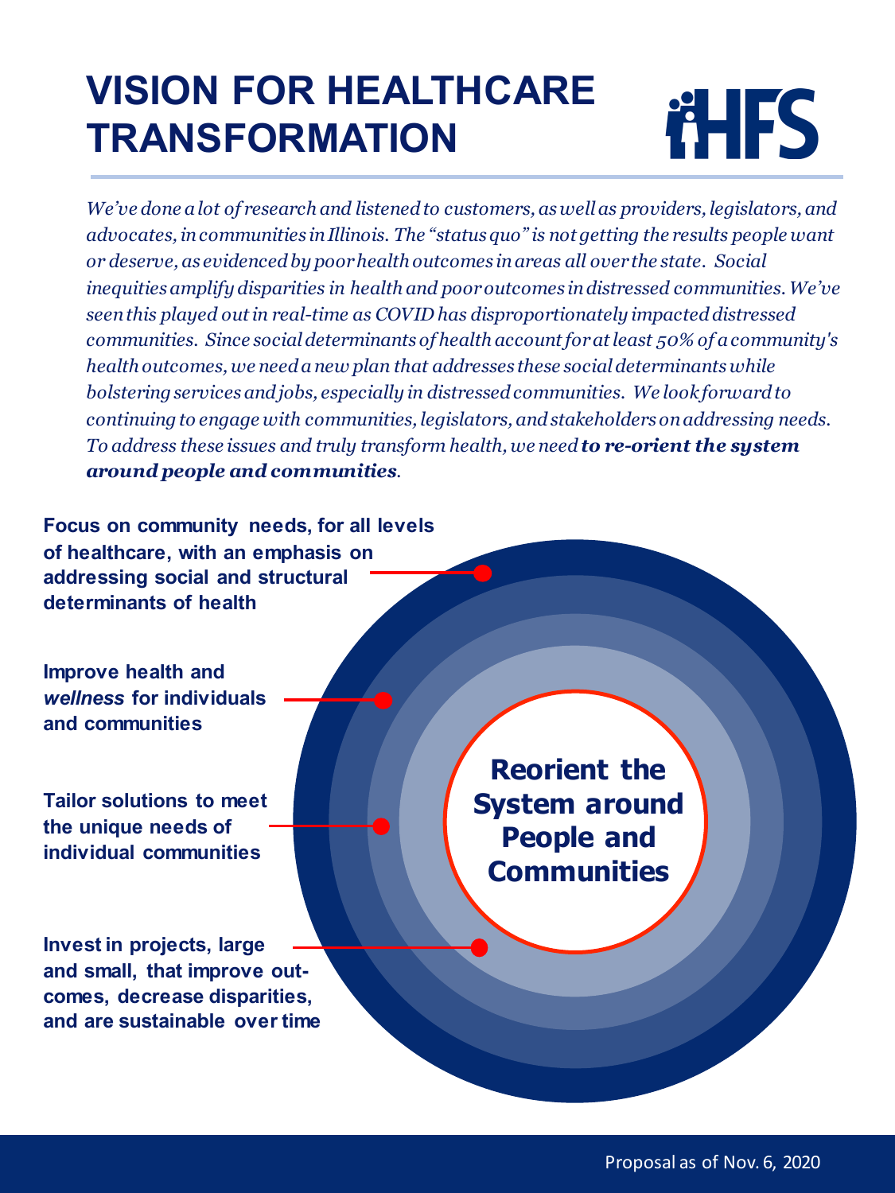# VISION FOR HEALTHCARE TRANSFORMATION

HFS

*We've done a lot of research and listened to customers, as well as providers, legislators, and advocates, in communities in Illinois. The "status quo" is not getting the results people want or deserve, as evidenced by poor health outcomes in areas all over the state. Social inequities amplify disparities in health and poor outcomes in distressed communities. We've seen this played out in real-time as COVID has disproportionately impacted distressed communities. Since social determinants of health account for at least 50% of a community's health outcomes, we need a new plan that addresses these social determinants while bolstering services and jobs, especially in distressed communities. We look forward to continuing to engage with communities, legislators, and stakeholders on addressing needs. To address these issues and truly transform health, we need* ***to re-orient the system around people and communities****.*

**Focus on community needs, for all levels of healthcare, with an emphasis on addressing social and structural determinants of health**

**Improve health and *wellness* for individuals and communities**

**Tailor solutions to meet the unique needs of individual communities**

**Invest in projects, large and small, that improve outcomes, decrease disparities, and are sustainable over time**

**Reorient the System around People and Communities**

Proposal as of Nov. 6, 2020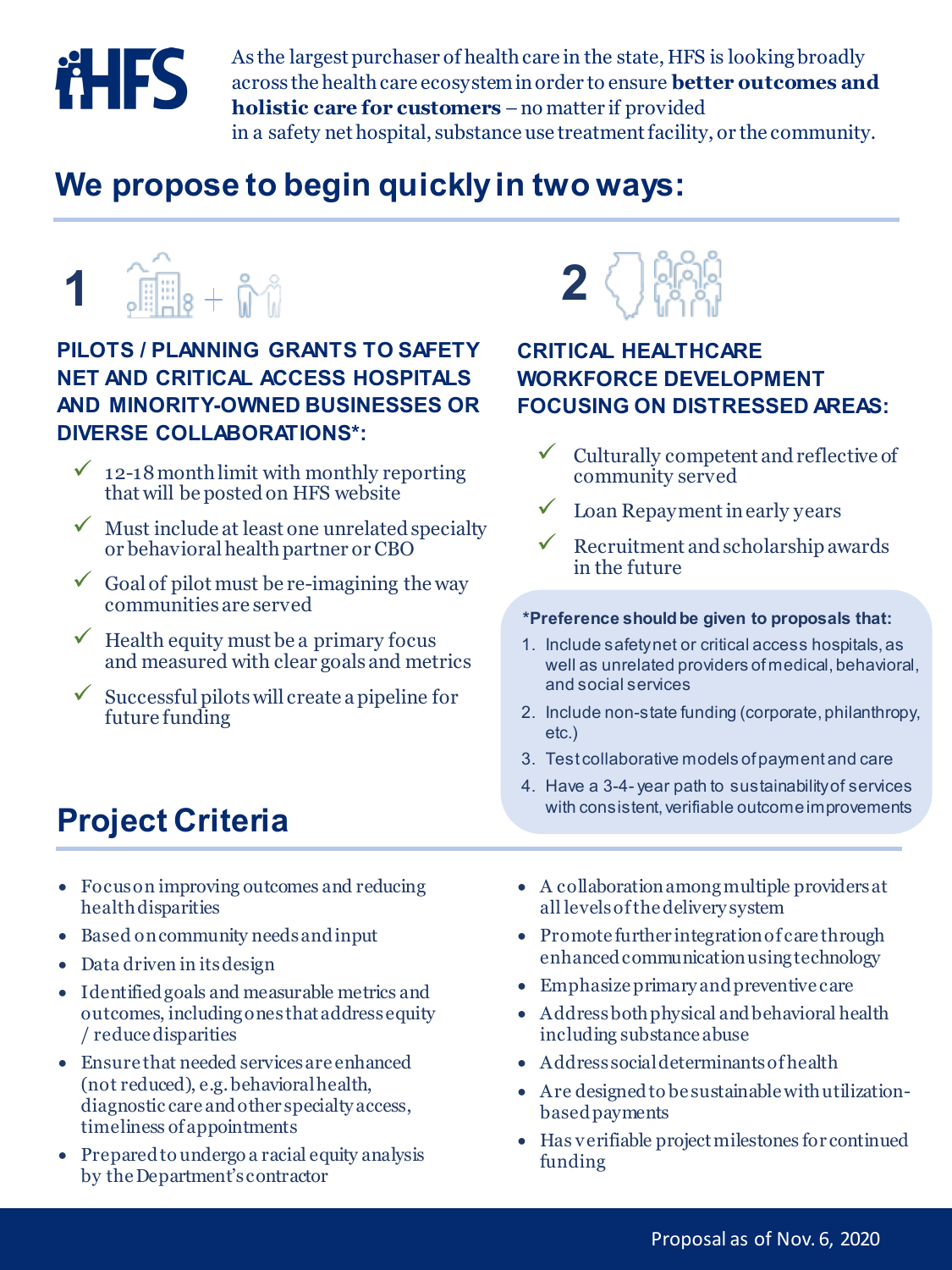HFS

As the largest purchaser of health care in the state, HFS is looking broadly across the health care ecosystem in order to ensure **better outcomes and holistic care for customers** – no matter if provided in a safety net hospital, substance use treatment facility, or the community.

## We propose to begin quickly in two ways:

### 1 PILOTS / PLANNING GRANTS TO SAFETY NET AND CRITICAL ACCESS HOSPITALS AND MINORITY-OWNED BUSINESSES OR DIVERSE COLLABORATIONS*:

- ✓ 12-18 month limit with monthly reporting that will be posted on HFS website
- ✓ Must include at least one unrelated specialty or behavioral health partner or CBO
- ✓ Goal of pilot must be re-imagining the way communities are served
- ✓ Health equity must be a primary focus and measured with clear goals and metrics
- ✓ Successful pilots will create a pipeline for future funding

### 2 CRITICAL HEALTHCARE WORKFORCE DEVELOPMENT FOCUSING ON DISTRESSED AREAS:

- ✓ Culturally competent and reflective of community served
- ✓ Loan Repayment in early years
- ✓ Recruitment and scholarship awards in the future

**\*Preference should be given to proposals that:**

1. Include safety net or critical access hospitals, as well as unrelated providers of medical, behavioral, and social services
2. Include non-state funding (corporate, philanthropy, etc.)
3. Test collaborative models of payment and care
4. Have a 3-4-year path to sustainability of services with consistent, verifiable outcome improvements

## Project Criteria

- Focus on improving outcomes and reducing health disparities
- Based on community needs and input
- Data driven in its design
- Identified goals and measurable metrics and outcomes, including ones that address equity / reduce disparities
- Ensure that needed services are enhanced (not reduced), e.g. behavioral health, diagnostic care and other specialty access, timeliness of appointments
- Prepared to undergo a racial equity analysis by the Department's contractor
- A collaboration among multiple providers at all levels of the delivery system
- Promote further integration of care through enhanced communication using technology
- Emphasize primary and preventive care
- Address both physical and behavioral health including substance abuse
- Address social determinants of health
- Are designed to be sustainable with utilization-based payments
- Has verifiable project milestones for continued funding

Proposal as of Nov. 6, 2020